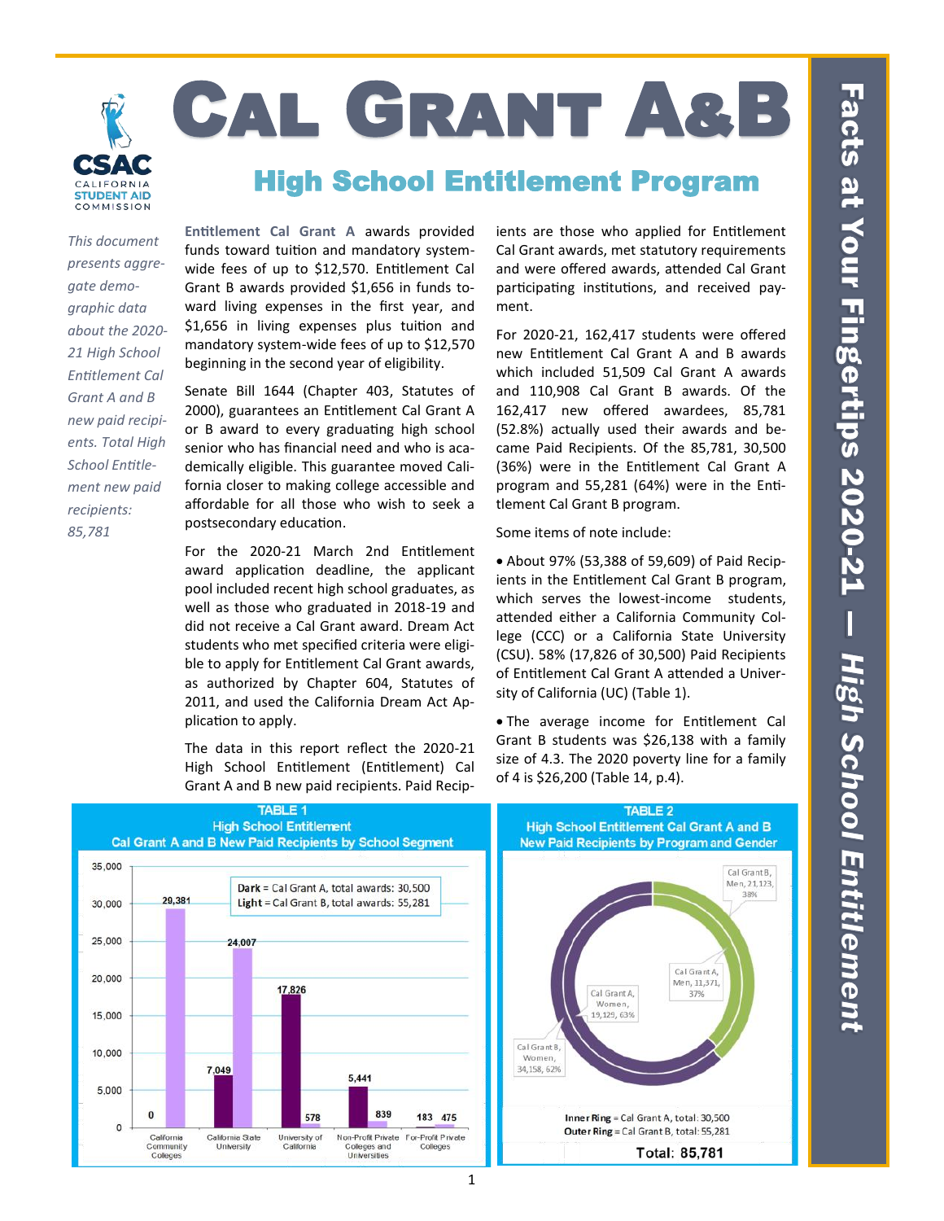# CAL GRANT A&B

## High School Entitlement Program

*Facts at Your Fingertips 2020-21 — High School Entitlement*

*This document presents aggregate demographic data about the 2020-21 High School Entitlement Cal Grant A and B new paid recipients. Total High School Entitlement new paid recipients: 85,781*

**Entitlement Cal Grant A** awards provided funds toward tuition and mandatory system-wide fees of up to $12,570. Entitlement Cal Grant B awards provided $1,656 in funds toward living expenses in the first year, and $1,656 in living expenses plus tuition and mandatory system-wide fees of up to $12,570 beginning in the second year of eligibility.

Senate Bill 1644 (Chapter 403, Statutes of 2000), guarantees an Entitlement Cal Grant A or B award to every graduating high school senior who has financial need and who is academically eligible. This guarantee moved California closer to making college accessible and affordable for all those who wish to seek a postsecondary education.

For the 2020-21 March 2nd Entitlement award application deadline, the applicant pool included recent high school graduates, as well as those who graduated in 2018-19 and did not receive a Cal Grant award. Dream Act students who met specified criteria were eligible to apply for Entitlement Cal Grant awards, as authorized by Chapter 604, Statutes of 2011, and used the California Dream Act Application to apply.

The data in this report reflect the 2020-21 High School Entitlement (Entitlement) Cal Grant A and B new paid recipients. Paid Recipients are those who applied for Entitlement Cal Grant awards, met statutory requirements and were offered awards, attended Cal Grant participating institutions, and received payment.

For 2020-21, 162,417 students were offered new Entitlement Cal Grant A and B awards which included 51,509 Cal Grant A awards and 110,908 Cal Grant B awards. Of the 162,417 new offered awardees, 85,781 (52.8%) actually used their awards and became Paid Recipients. Of the 85,781, 30,500 (36%) were in the Entitlement Cal Grant A program and 55,281 (64%) were in the Entitlement Cal Grant B program.

Some items of note include:

- About 97% (53,388 of 59,609) of Paid Recipients in the Entitlement Cal Grant B program, which serves the lowest-income students, attended either a California Community College (CCC) or a California State University (CSU). 58% (17,826 of 30,500) Paid Recipients of Entitlement Cal Grant A attended a University of California (UC) (Table 1).
- The average income for Entitlement Cal Grant B students was $26,138 with a family size of 4.3. The 2020 poverty line for a family of 4 is $26,200 (Table 14, p.4).

**TABLE 1**
**High School Entitlement**
**Cal Grant A and B New Paid Recipients by School Segment**

Dark = Cal Grant A, total awards: 30,500
Light = Cal Grant B, total awards: 55,281

| School Segment | Cal Grant A | Cal Grant B |
|---|---|---|
| California Community Colleges | 0 | 29,381 |
| California State University | 7,049 | 24,007 |
| University of California | 17,826 | 578 |
| Non-Profit Private Colleges and Universities | 5,441 | 839 |
| For-Profit Private Colleges | 183 | 475 |

**TABLE 2**
**High School Entitlement Cal Grant A and B**
**New Paid Recipients by Program and Gender**

| Program | Gender | Count | Percent |
|---|---|---|---|
| Cal Grant A | Men | 11,371 | 37% |
| Cal Grant A | Women | 19,129 | 63% |
| Cal Grant B | Men | 21,123 | 38% |
| Cal Grant B | Women | 34,158 | 62% |

Inner Ring = Cal Grant A, total: 30,500
Outer Ring = Cal Grant B, total: 55,281

**Total: 85,781**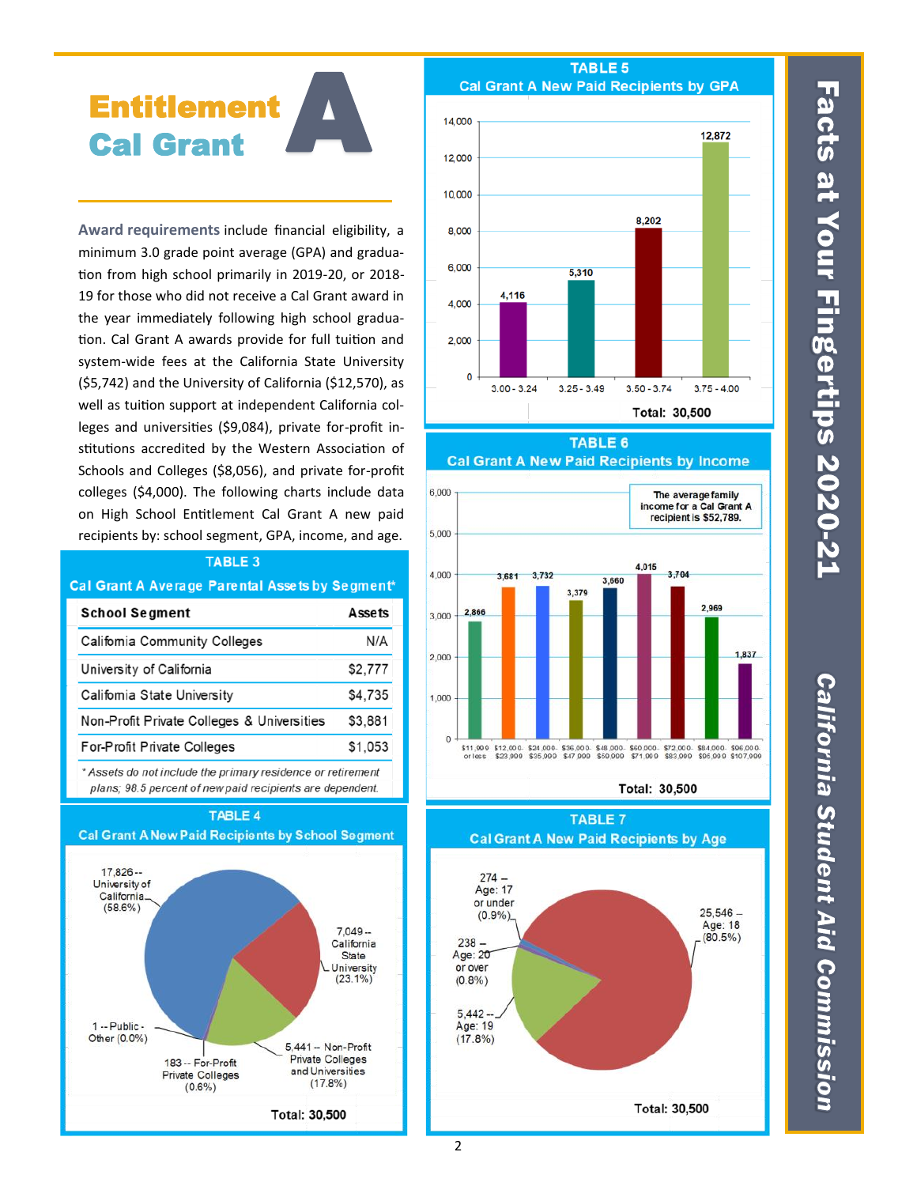# Entitlement Cal Grant A

**Award requirements** include financial eligibility, a minimum 3.0 grade point average (GPA) and graduation from high school primarily in 2019-20, or 2018-19 for those who did not receive a Cal Grant award in the year immediately following high school graduation. Cal Grant A awards provide for full tuition and system-wide fees at the California State University ($5,742) and the University of California ($12,570), as well as tuition support at independent California colleges and universities ($9,084), private for-profit institutions accredited by the Western Association of Schools and Colleges ($8,056), and private for-profit colleges ($4,000). The following charts include data on High School Entitlement Cal Grant A new paid recipients by: school segment, GPA, income, and age.

### TABLE 3
### Cal Grant A Average Parental Assets by Segment*

| School Segment | Assets |
|---|---|
| California Community Colleges | N/A |
| University of California | $2,777 |
| California State University | $4,735 |
| Non-Profit Private Colleges & Universities | $3,881 |
| For-Profit Private Colleges | $1,053 |

*\* Assets do not include the primary residence or retirement plans; 98.5 percent of new paid recipients are dependent.*

### TABLE 4
### Cal Grant A New Paid Recipients by School Segment

| School Segment | Recipients | Percent |
|---|---|---|
| University of California | 17,826 | 58.6% |
| California State University | 7,049 | 23.1% |
| Non-Profit Private Colleges and Universities | 5,441 | 17.8% |
| For-Profit Private Colleges | 183 | 0.6% |
| Public - Other | 1 | 0.0% |

Total: 30,500

### TABLE 5
### Cal Grant A New Paid Recipients by GPA

| GPA | Recipients |
|---|---|
| 3.00 - 3.24 | 4,116 |
| 3.25 - 3.49 | 5,310 |
| 3.50 - 3.74 | 8,202 |
| 3.75 - 4.00 | 12,872 |

Total: 30,500

### TABLE 6
### Cal Grant A New Paid Recipients by Income

The average family income for a Cal Grant A recipient is $52,789.

| Income | Recipients |
|---|---|
| $11,999 or less | 2,866 |
| $12,000 - $23,999 | 3,681 |
| $24,000 - $35,999 | 3,732 |
| $36,000 - $47,999 | 3,379 |
| $48,000 - $59,999 | 3,660 |
| $60,000 - $71,999 | 4,015 |
| $72,000 - $83,999 | 3,704 |
| $84,000 - $95,999 | 2,969 |
| $96,000 - $107,999 | 1,837 |

Total: 30,500

### TABLE 7
### Cal Grant A New Paid Recipients by Age

| Age | Recipients | Percent |
|---|---|---|
| Age: 17 or under | 274 | 0.9% |
| Age: 18 | 25,546 | 80.5% |
| Age: 19 | 5,442 | 17.8% |
| Age: 20 or over | 238 | 0.8% |

Total: 30,500

Facts at Your Fingertips 2020-21

California Student Aid Commission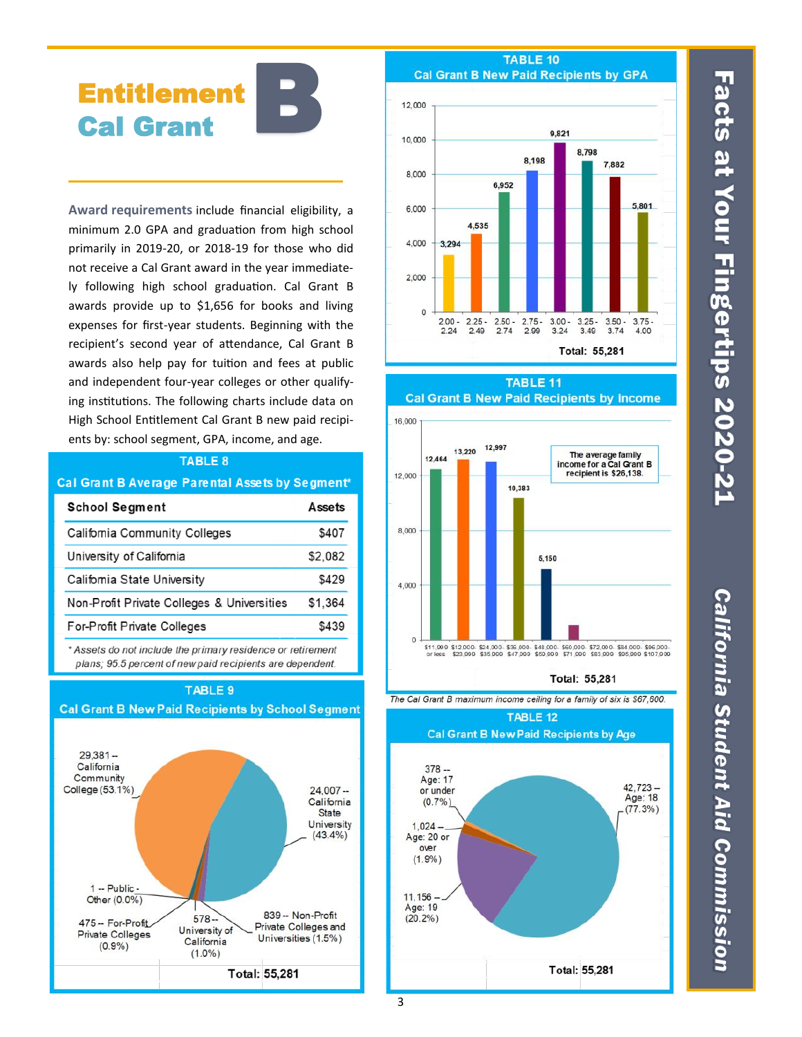# Entitlement Cal Grant B

**Award requirements** include financial eligibility, a minimum 2.0 GPA and graduation from high school primarily in 2019-20, or 2018-19 for those who did not receive a Cal Grant award in the year immediately following high school graduation. Cal Grant B awards provide up to $1,656 for books and living expenses for first-year students. Beginning with the recipient's second year of attendance, Cal Grant B awards also help pay for tuition and fees at public and independent four-year colleges or other qualifying institutions. The following charts include data on High School Entitlement Cal Grant B new paid recipients by: school segment, GPA, income, and age.

## TABLE 8
### Cal Grant B Average Parental Assets by Segment*

| School Segment | Assets |
|---|---|
| California Community Colleges | $407 |
| University of California | $2,082 |
| California State University | $429 |
| Non-Profit Private Colleges & Universities | $1,364 |
| For-Profit Private Colleges | $439 |

*\* Assets do not include the primary residence or retirement plans; 95.5 percent of new paid recipients are dependent.*

## TABLE 9
### Cal Grant B New Paid Recipients by School Segment

| School Segment | Recipients |
|---|---|
| California Community College | 29,381 (53.1%) |
| California State University | 24,007 (43.4%) |
| Public - Other | 1 (0.0%) |
| For-Profit Private Colleges | 475 (0.9%) |
| University of California | 578 (1.0%) |
| Non-Profit Private Colleges and Universities | 839 (1.5%) |

Total: 55,281

## TABLE 10
### Cal Grant B New Paid Recipients by GPA

| GPA | Recipients |
|---|---|
| 2.00 - 2.24 | 3,294 |
| 2.25 - 2.49 | 4,535 |
| 2.50 - 2.74 | 6,952 |
| 2.75 - 2.99 | 8,198 |
| 3.00 - 3.24 | 9,821 |
| 3.25 - 3.49 | 8,798 |
| 3.50 - 3.74 | 7,882 |
| 3.75 - 4.00 | 5,801 |

Total: 55,281

## TABLE 11
### Cal Grant B New Paid Recipients by Income

| Income | Recipients |
|---|---|
| $11,000 or less | 12,464 |
| $12,000 - $23,000 | 13,220 |
| $24,000 - $35,000 | 12,997 |
| $36,000 - $47,000 | 10,383 |
| $48,000 - $59,000 | 5,150 |
| $60,000 - $71,000 | |
| $72,000 - $83,000 | |
| $84,000 - $95,000 | |
| $96,000 - $107,000 | |

The average family income for a Cal Grant B recipient is $26,138.

Total: 55,281

*The Cal Grant B maximum income ceiling for a family of six is $67,600.*

## TABLE 12
### Cal Grant B New Paid Recipients by Age

| Age | Recipients |
|---|---|
| Age: 17 or under | 378 (0.7%) |
| Age: 18 | 42,723 (77.3%) |
| Age: 19 | 11,156 (20.2%) |
| Age: 20 or over | 1,024 (1.9%) |

Total: 55,281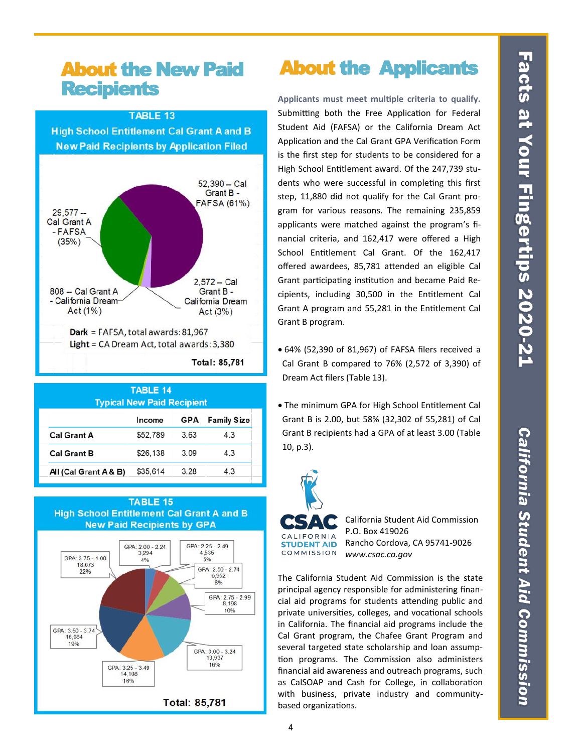## About the New Paid Recipients

**TABLE 13**

**High School Entitlement Cal Grant A and B New Paid Recipients by Application Filed**

52,390 – Cal Grant B - FAFSA (61%)

29,577 -- Cal Grant A - FAFSA (35%)

808 – Cal Grant A - California Dream Act (1%)

2,572 – Cal Grant B - California Dream Act (3%)

**Dark** = FAFSA, total awards: 81,967

**Light** = CA Dream Act, total awards: 3,380

**Total: 85,781**

**TABLE 14**

**Typical New Paid Recipient**

| | Income | GPA | Family Size |
|---|---|---|---|
| **Cal Grant A** | $52,789 | 3.63 | 4.3 |
| **Cal Grant B** | $26,138 | 3.09 | 4.3 |
| **All (Cal Grant A & B)** | $35,614 | 3.28 | 4.3 |

**TABLE 15**

**High School Entitlement Cal Grant A and B New Paid Recipients by GPA**

GPA: 2.00 - 2.24
3,294
4%

GPA: 2.25 - 2.49
4,535
5%

GPA: 2.50 - 2.74
6,952
8%

GPA: 2.75 - 2.99
8,198
10%

GPA: 3.00 - 3.24
13,937
16%

GPA: 3.25 - 3.49
14,108
16%

GPA: 3.50 - 3.74
16,084
19%

GPA: 3.75 - 4.00
18,673
22%

**Total: 85,781**

## About the Applicants

**Applicants must meet multiple criteria to qualify.** Submitting both the Free Application for Federal Student Aid (FAFSA) or the California Dream Act Application and the Cal Grant GPA Verification Form is the first step for students to be considered for a High School Entitlement award. Of the 247,739 students who were successful in completing this first step, 11,880 did not qualify for the Cal Grant program for various reasons. The remaining 235,859 applicants were matched against the program's financial criteria, and 162,417 were offered a High School Entitlement Cal Grant. Of the 162,417 offered awardees, 85,781 attended an eligible Cal Grant participating institution and became Paid Recipients, including 30,500 in the Entitlement Cal Grant A program and 55,281 in the Entitlement Cal Grant B program.

- 64% (52,390 of 81,967) of FAFSA filers received a Cal Grant B compared to 76% (2,572 of 3,390) of Dream Act filers (Table 13).
- The minimum GPA for High School Entitlement Cal Grant B is 2.00, but 58% (32,302 of 55,281) of Cal Grant B recipients had a GPA of at least 3.00 (Table 10, p.3).

CSAC
CALIFORNIA STUDENT AID COMMISSION

California Student Aid Commission
P.O. Box 419026
Rancho Cordova, CA 95741-9026
*www.csac.ca.gov*

The California Student Aid Commission is the state principal agency responsible for administering financial aid programs for students attending public and private universities, colleges, and vocational schools in California. The financial aid programs include the Cal Grant program, the Chafee Grant Program and several targeted state scholarship and loan assumption programs. The Commission also administers financial aid awareness and outreach programs, such as CalSOAP and Cash for College, in collaboration with business, private industry and community-based organizations.